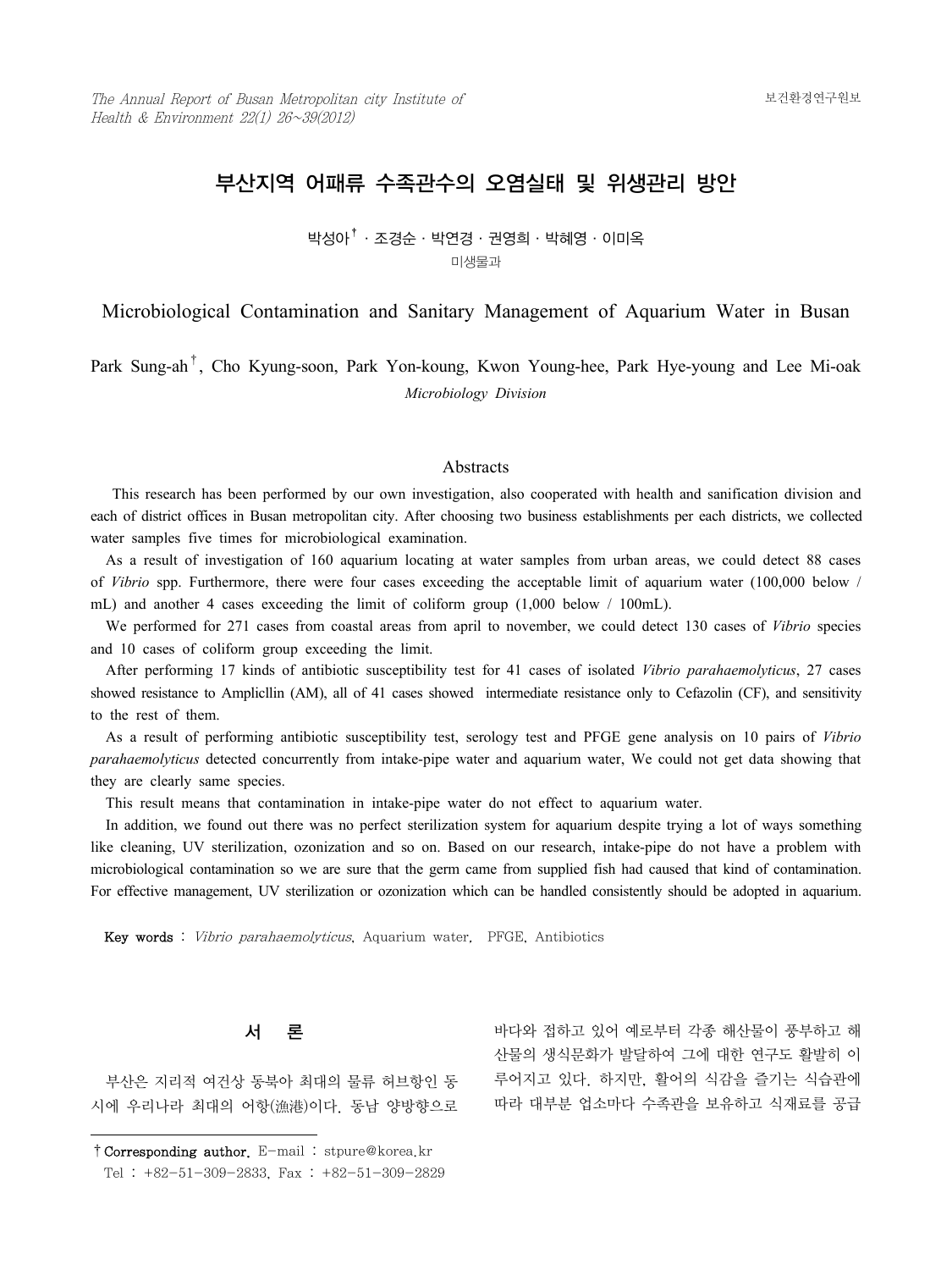# 부산지역 어패류 수족관수의 오염실태 및 위생관리 방안

박성아[†] · 조경순 · 박연경 · 권영희 · 박혜영 · 이미옥

미생물과

## Microbiological Contamination and Sanitary Management of Aquarium Water in Busan

Park Sung-ah[†], Cho Kyung-soon, Park Yon-koung, Kwon Young-hee, Park Hye-young and Lee Mi-oak

*Microbiology Division*

### Abstracts

This research has been performed by our own investigation, also cooperated with health and sanification division and each of district offices in Busan metropolitan city. After choosing two business establishments per each districts, we collected water samples five times for microbiological examination.

As a result of investigation of 160 aquarium locating at water samples from urban areas, we could detect 88 cases of *Vibrio* spp. Furthermore, there were four cases exceeding the acceptable limit of aquarium water (100,000 below / mL) and another 4 cases exceeding the limit of coliform group (1,000 below / 100mL).

We performed for 271 cases from coastal areas from april to november, we could detect 130 cases of *Vibrio* species and 10 cases of coliform group exceeding the limit.

After performing 17 kinds of antibiotic susceptibility test for 41 cases of isolated *Vibrio parahaemolyticus*, 27 cases showed resistance to Ampicllin (AM), all of 41 cases showed intermediate resistance only to Cefazolin (CF), and sensitivity to the rest of them.

As a result of performing antibiotic susceptibility test, serology test and PFGE gene analysis on 10 pairs of *Vibrio parahaemolyticus* detected concurrently from intake-pipe water and aquarium water, We could not get data showing that they are clearly same species.

This result means that contamination in intake-pipe water do not effect to aquarium water.

In addition, we found out there was no perfect sterilization system for aquarium despite trying a lot of ways something like cleaning, UV sterilization, ozonization and so on. Based on our research, intake-pipe do not have a problem with microbiological contamination so we are sure that the germ came from supplied fish had caused that kind of contamination. For effective management, UV sterilization or ozonization which can be handled consistently should be adopted in aquarium.

**Key words** : *Vibrio parahaemolyticus*, Aquarium water, PFGE, Antibiotics

## 서 론

부산은 지리적 여건상 동북아 최대의 물류 허브항인 동시에 우리나라 최대의 어항(漁港)이다. 동남 양방향으로 바다와 접하고 있어 예로부터 각종 해산물이 풍부하고 해산물의 생식문화가 발달하여 그에 대한 연구도 활발히 이루어지고 있다. 하지만, 활어의 식감을 즐기는 식습관에 따라 대부분 업소마다 수족관을 보유하고 식재료를 공급

† **Corresponding author.** E-mail : stpure@korea.kr
Tel : +82-51-309-2833, Fax : +82-51-309-2829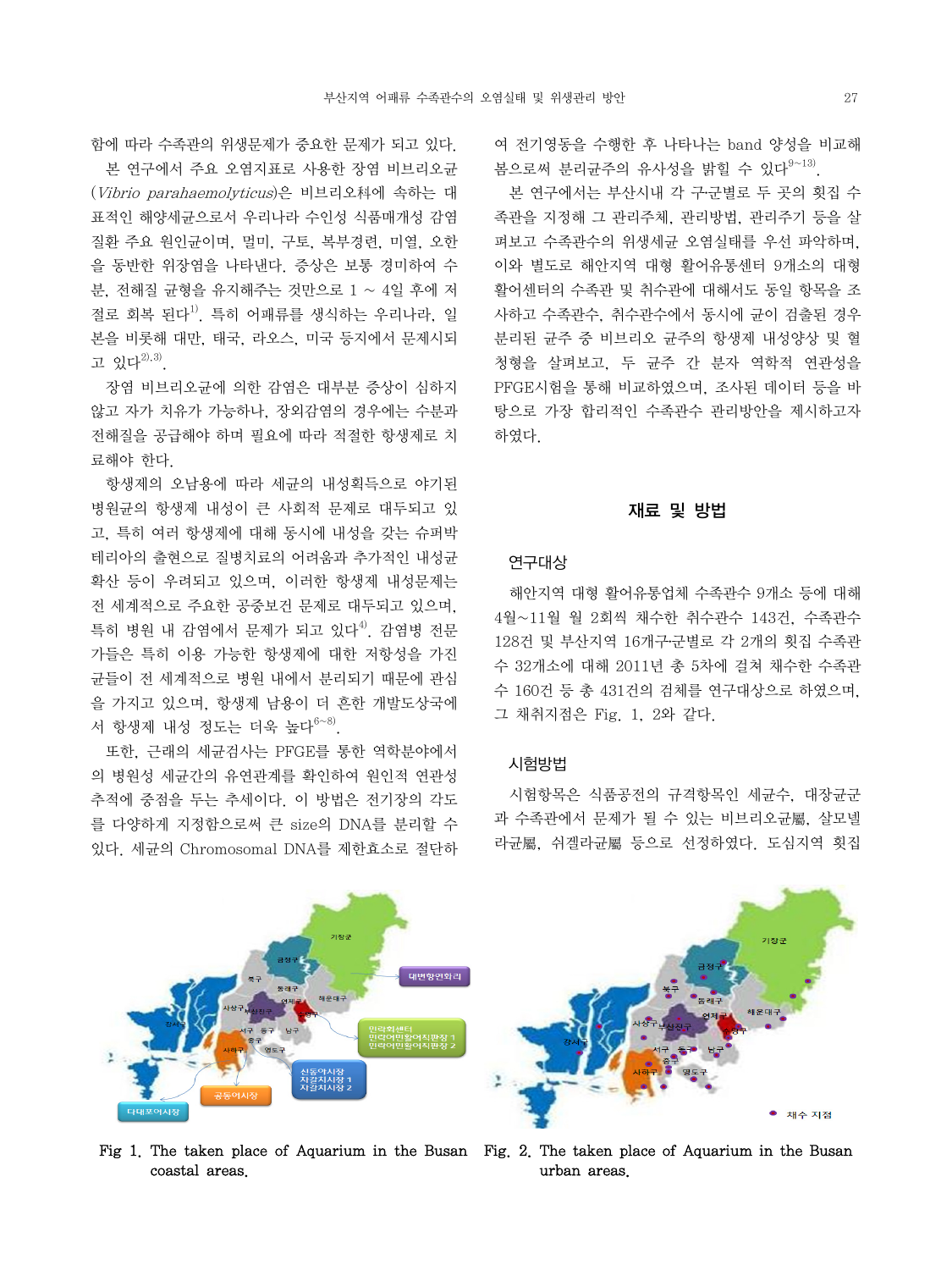함에 따라 수족관의 위생문제가 중요한 문제가 되고 있다.

본 연구에서 주요 오염지표로 사용한 장염 비브리오균(*Vibrio parahaemolyticus*)은 비브리오科에 속하는 대표적인 해양세균으로서 우리나라 수인성 식품매개성 감염질환 주요 원인균이며, 멀미, 구토, 복부경련, 미열, 오한을 동반한 위장염을 나타낸다. 증상은 보통 경미하여 수분, 전해질 균형을 유지해주는 것만으로 1 ~ 4일 후에 저절로 회복 된다[1]. 특히 어패류를 생식하는 우리나라, 일본을 비롯해 대만, 태국, 라오스, 미국 등지에서 문제시되고 있다[2),3)].

장염 비브리오균에 의한 감염은 대부분 증상이 심하지 않고 자가 치유가 가능하나, 장외감염의 경우에는 수분과 전해질을 공급해야 하며 필요에 따라 적절한 항생제로 치료해야 한다.

항생제의 오남용에 따라 세균의 내성획득으로 야기된 병원균의 항생제 내성이 큰 사회적 문제로 대두되고 있고, 특히 여러 항생제에 대해 동시에 내성을 갖는 슈퍼박테리아의 출현으로 질병치료의 어려움과 추가적인 내성균 확산 등이 우려되고 있으며, 이러한 항생제 내성문제는 전 세계적으로 주요한 공중보건 문제로 대두되고 있으며, 특히 병원 내 감염에서 문제가 되고 있다[4]. 감염병 전문가들은 특히 이용 가능한 항생제에 대한 저항성을 가진 균들이 전 세계적으로 병원 내에서 분리되기 때문에 관심을 가지고 있으며, 항생제 남용이 더 흔한 개발도상국에서 항생제 내성 정도는 더욱 높다[6~8)].

또한, 근래의 세균검사는 PFGE를 통한 역학분야에서의 병원성 세균간의 유연관계를 확인하여 원인적 연관성 추적에 중점을 두는 추세이다. 이 방법은 전기장의 각도를 다양하게 지정함으로써 큰 size의 DNA를 분리할 수 있다. 세균의 Chromosomal DNA를 제한효소로 절단하여 전기영동을 수행한 후 나타나는 band 양성을 비교해 봄으로써 분리균주의 유사성을 밝힐 수 있다[9~13)].

본 연구에서는 부산시내 각 구·군별로 두 곳의 횟집 수족관을 지정해 그 관리주체, 관리방법, 관리주기 등을 살펴보고 수족관수의 위생세균 오염실태를 우선 파악하며, 이와 별도로 해안지역 대형 활어유통센터 9개소의 대형 활어센터의 수족관 및 취수관에 대해서도 동일 항목을 조사하고 수족관수, 취수관수에서 동시에 균이 검출된 경우 분리된 균주 중 비브리오 균주의 항생제 내성양상 및 혈청형을 살펴보고, 두 균주 간 분자 역학적 연관성을 PFGE시험을 통해 비교하였으며, 조사된 데이터 등을 바탕으로 가장 합리적인 수족관수 관리방안을 제시하고자 하였다.

## 재료 및 방법

### 연구대상

해안지역 대형 활어유통업체 수족관수 9개소 등에 대해 4월~11월 월 2회씩 채수한 취수관수 143건, 수족관수 128건 및 부산지역 16개구·군별로 각 2개의 횟집 수족관수 32개소에 대해 2011년 총 5차에 걸쳐 채수한 수족관수 160건 등 총 431건의 검체를 연구대상으로 하였으며, 그 채취지점은 Fig. 1, 2와 같다.

### 시험방법

시험항목은 식품공전의 규격항목인 세균수, 대장균군과 수족관에서 문제가 될 수 있는 비브리오균屬, 살모넬라균屬, 쉬겔라균屬 등으로 선정하였다. 도심지역 횟집

Fig 1. The taken place of Aquarium in the Busan coastal areas.

Fig. 2. The taken place of Aquarium in the Busan urban areas.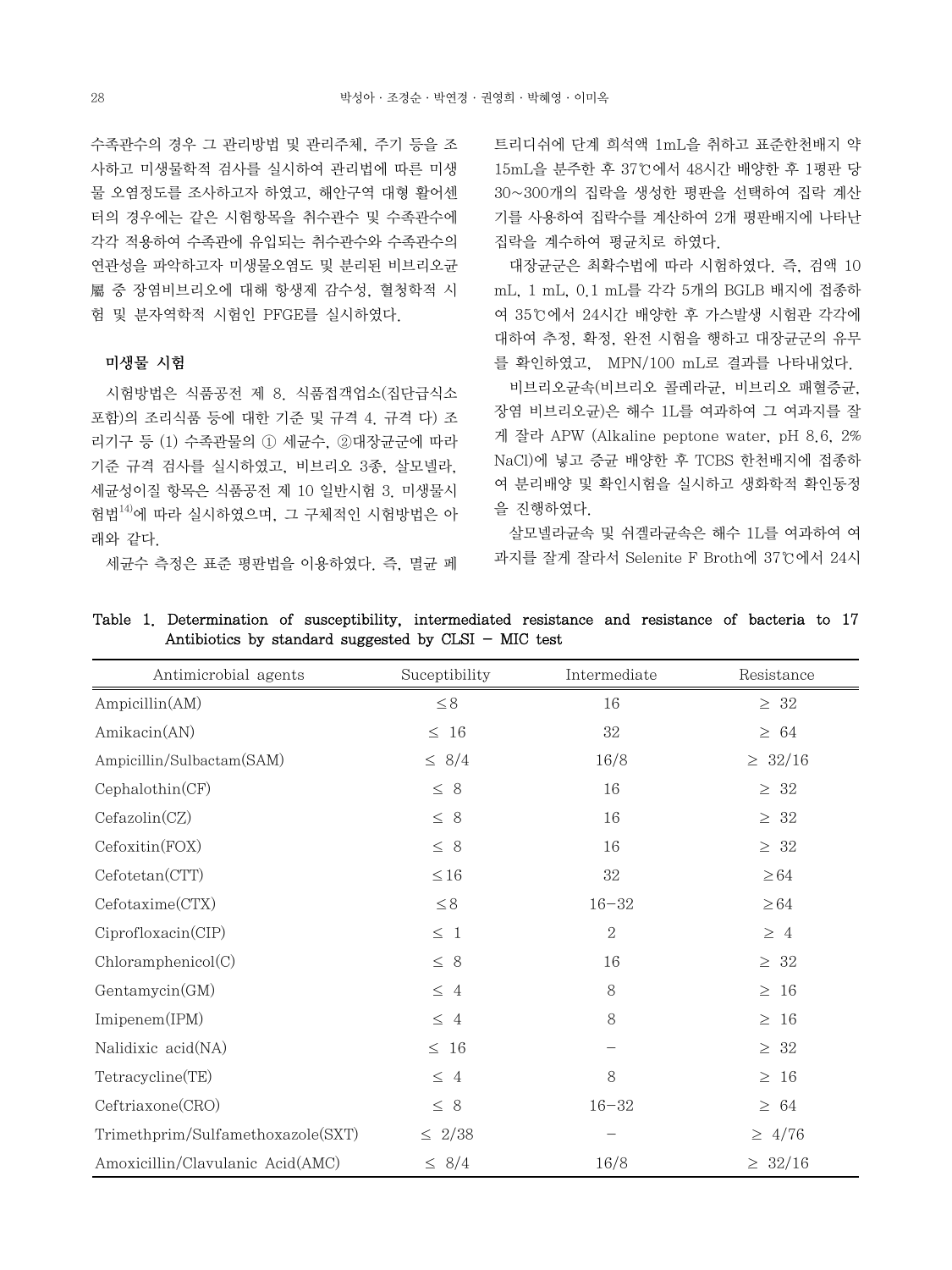수족관수의 경우 그 관리방법 및 관리주체, 주기 등을 조사하고 미생물학적 검사를 실시하여 관리법에 따른 미생물 오염정도를 조사하고자 하였고, 해안구역 대형 활어센터의 경우에는 같은 시험항목을 취수관수 및 수족관수에 각각 적용하여 수족관에 유입되는 취수관수와 수족관수의 연관성을 파악하고자 미생물오염도 및 분리된 비브리오균屬 중 장염비브리오에 대해 항생제 감수성, 혈청학적 시험 및 분자역학적 시험인 PFGE를 실시하였다.

## 미생물 시험

시험방법은 식품공전 제 8. 식품접객업소(집단급식소 포함)의 조리식품 등에 대한 기준 및 규격 4. 규격 다) 조리기구 등 (1) 수족관물의 ① 세균수, ②대장균군에 따라 기준 규격 검사를 실시하였고, 비브리오 3종, 살모넬라, 세균성이질 항목은 식품공전 제 10 일반시험 3. 미생물시험법[14]에 따라 실시하였으며, 그 구체적인 시험방법은 아래와 같다.

세균수 측정은 표준 평판법을 이용하였다. 즉, 멸균 페트리디쉬에 단계 희석액 1mL을 취하고 표준한천배지 약 15mL을 분주한 후 37℃에서 48시간 배양한 후 1평판 당 30~300개의 집락을 생성한 평판을 선택하여 집락 계산기를 사용하여 집락수를 계산하여 2개 평판배지에 나타난 집락을 계수하여 평균치로 하였다.

대장균군은 최확수법에 따라 시험하였다. 즉, 검액 10 mL, 1 mL, 0.1 mL를 각각 5개의 BGLB 배지에 접종하여 35℃에서 24시간 배양한 후 가스발생 시험관 각각에 대하여 추정, 확정, 완전 시험을 행하고 대장균군의 유무를 확인하였고, MPN/100 mL로 결과를 나타내었다.

비브리오균속(비브리오 콜레라균, 비브리오 패혈증균, 장염 비브리오균)은 해수 1L를 여과하여 그 여과지를 잘게 잘라 APW (Alkaline peptone water, pH 8.6, 2% NaCl)에 넣고 증균 배양한 후 TCBS 한천배지에 접종하여 분리배양 및 확인시험을 실시하고 생화학적 확인동정을 진행하였다.

살모넬라균속 및 쉬겔라균속은 해수 1L를 여과하여 여과지를 잘게 잘라서 Selenite F Broth에 37℃에서 24시

Table 1. Determination of susceptibility, intermediated resistance and resistance of bacteria to 17 Antibiotics by standard suggested by CLSI – MIC test

| Antimicrobial agents | Suceptibility | Intermediate | Resistance |
|---|---|---|---|
| Ampicillin(AM) | ≤8 | 16 | ≥ 32 |
| Amikacin(AN) | ≤ 16 | 32 | ≥ 64 |
| Ampicillin/Sulbactam(SAM) | ≤ 8/4 | 16/8 | ≥ 32/16 |
| Cephalothin(CF) | ≤ 8 | 16 | ≥ 32 |
| Cefazolin(CZ) | ≤ 8 | 16 | ≥ 32 |
| Cefoxitin(FOX) | ≤ 8 | 16 | ≥ 32 |
| Cefotetan(CTT) | ≤16 | 32 | ≥64 |
| Cefotaxime(CTX) | ≤8 | 16–32 | ≥64 |
| Ciprofloxacin(CIP) | ≤ 1 | 2 | ≥ 4 |
| Chloramphenicol(C) | ≤ 8 | 16 | ≥ 32 |
| Gentamycin(GM) | ≤ 4 | 8 | ≥ 16 |
| Imipenem(IPM) | ≤ 4 | 8 | ≥ 16 |
| Nalidixic acid(NA) | ≤ 16 | – | ≥ 32 |
| Tetracycline(TE) | ≤ 4 | 8 | ≥ 16 |
| Ceftriaxone(CRO) | ≤ 8 | 16–32 | ≥ 64 |
| Trimethprim/Sulfamethoxazole(SXT) | ≤ 2/38 | – | ≥ 4/76 |
| Amoxicillin/Clavulanic Acid(AMC) | ≤ 8/4 | 16/8 | ≥ 32/16 |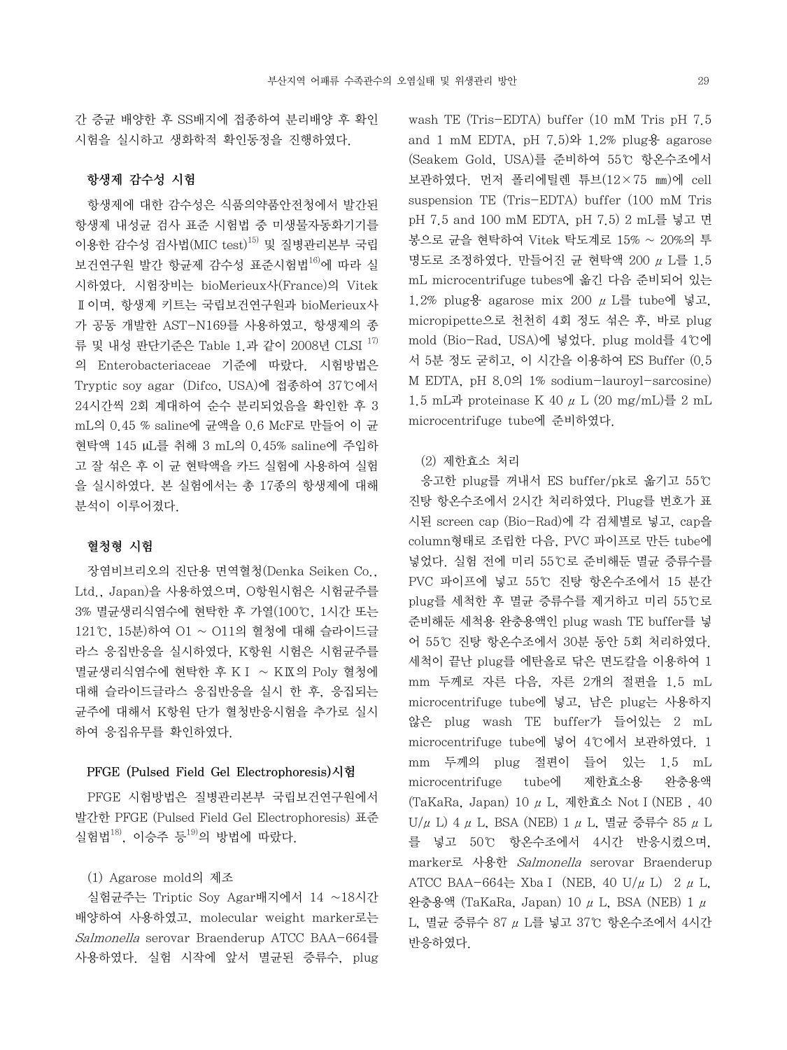간 증균 배양한 후 SS배지에 접종하여 분리배양 후 확인시험을 실시하고 생화학적 확인동정을 진행하였다.

### 항생제 감수성 시험

항생제에 대한 감수성은 식품의약품안전청에서 발간된 항생제 내성균 검사 표준 시험법 중 미생물자동화기기를 이용한 감수성 검사법(MIC test)[15] 및 질병관리본부 국립보건연구원 발간 항균제 감수성 표준시험법[16]에 따라 실시하였다. 시험장비는 bioMerieux사(France)의 Vitek Ⅱ이며, 항생제 키트는 국립보건연구원과 bioMerieux사가 공동 개발한 AST-N169를 사용하였고, 항생제의 종류 및 내성 판단기준은 Table 1.과 같이 2008년 CLSI [17]의 Enterobacteriaceae 기준에 따랐다. 시험방법은 Tryptic soy agar (Difco, USA)에 접종하여 37℃에서 24시간씩 2회 계대하여 순수 분리되었음을 확인한 후 3 mL의 0.45 % saline에 균액을 0.6 McF로 만들어 이 균 현탁액 145 μL를 취해 3 mL의 0.45% saline에 주입하고 잘 섞은 후 이 균 현탁액을 카드 실험에 사용하여 실험을 실시하였다. 본 실험에서는 총 17종의 항생제에 대해 분석이 이루어졌다.

### 혈청형 시험

장염비브리오의 진단용 면역혈청(Denka Seiken Co., Ltd., Japan)을 사용하였으며, O항원시험은 시험균주를 3% 멸균생리식염수에 현탁한 후 가열(100℃, 1시간 또는 121℃, 15분)하여 O1 ~ O11의 혈청에 대해 슬라이드글라스 응집반응을 실시하였다. K항원 시험은 시험균주를 멸균생리식염수에 현탁한 후 KⅠ ~ KⅨ의 Poly 혈청에 대해 슬라이드글라스 응집반응을 실시 한 후, 응집되는 균주에 대해서 K항원 단가 혈청반응시험을 추가로 실시하여 응집유무를 확인하였다.

### PFGE (Pulsed Field Gel Electrophoresis)시험

PFGE 시험방법은 질병관리본부 국립보건연구원에서 발간한 PFGE (Pulsed Field Gel Electrophoresis) 표준실험법[18], 이승주 등[19]의 방법에 따랐다.

(1) Agarose mold의 제조

실험균주는 Triptic Soy Agar배지에서 14 ~18시간 배양하여 사용하였고, molecular weight marker로는 *Salmonella* serovar Braenderup ATCC BAA-664를 사용하였다. 실험 시작에 앞서 멸균된 증류수, plug wash TE (Tris-EDTA) buffer (10 mM Tris pH 7.5 and 1 mM EDTA, pH 7.5)와 1.2% plug용 agarose (Seakem Gold, USA)를 준비하여 55℃ 항온수조에서 보관하였다. 먼저 폴리에틸렌 튜브(12×75 ㎜)에 cell suspension TE (Tris-EDTA) buffer (100 mM Tris pH 7.5 and 100 mM EDTA, pH 7.5) 2 mL를 넣고 면봉으로 균을 현탁하여 Vitek 탁도계로 15% ~ 20%의 투명도로 조정하였다. 만들어진 균 현탁액 200 μL를 1.5 mL microcentrifuge tubes에 옮긴 다음 준비되어 있는 1.2% plug용 agarose mix 200 μL를 tube에 넣고, micropipette으로 천천히 4회 정도 섞은 후, 바로 plug mold (Bio-Rad, USA)에 넣었다. plug mold를 4℃에서 5분 정도 굳히고, 이 시간을 이용하여 ES Buffer (0.5 M EDTA, pH 8.0의 1% sodium-lauroyl-sarcosine) 1.5 mL과 proteinase K 40 μL (20 mg/mL)를 2 mL microcentrifuge tube에 준비하였다.

(2) 제한효소 처리

응고한 plug를 꺼내서 ES buffer/pk로 옮기고 55℃ 진탕 항온수조에서 2시간 처리하였다. Plug를 번호가 표시된 screen cap (Bio-Rad)에 각 검체별로 넣고, cap을 column형태로 조립한 다음, PVC 파이프로 만든 tube에 넣었다. 실험 전에 미리 55℃로 준비해둔 멸균 증류수를 PVC 파이프에 넣고 55℃ 진탕 항온수조에서 15 분간 plug를 세척한 후 멸균 증류수를 제거하고 미리 55℃로 준비해둔 세척용 완충용액인 plug wash TE buffer를 넣어 55℃ 진탕 항온수조에서 30분 동안 5회 처리하였다. 세척이 끝난 plug를 에탄올로 닦은 면도칼을 이용하여 1 mm 두께로 자른 다음, 자른 2개의 절편을 1.5 mL microcentrifuge tube에 넣고, 남은 plug는 사용하지 않은 plug wash TE buffer가 들어있는 2 mL microcentrifuge tube에 넣어 4℃에서 보관하였다. 1 mm 두께의 plug 절편이 들어 있는 1.5 mL microcentrifuge tube에 제한효소용 완충용액 (TaKaRa, Japan) 10 μL, 제한효소 Not I (NEB , 40 U/μL) 4 μL, BSA (NEB) 1 μL, 멸균 증류수 85 μL를 넣고 50℃ 항온수조에서 4시간 반응시켰으며, marker로 사용한 *Salmonella* serovar Braenderup ATCC BAA-664는 Xba I (NEB, 40 U/μL) 2 μL, 완충용액 (TaKaRa, Japan) 10 μL, BSA (NEB) 1 μL, 멸균 증류수 87 μL를 넣고 37℃ 항온수조에서 4시간 반응하였다.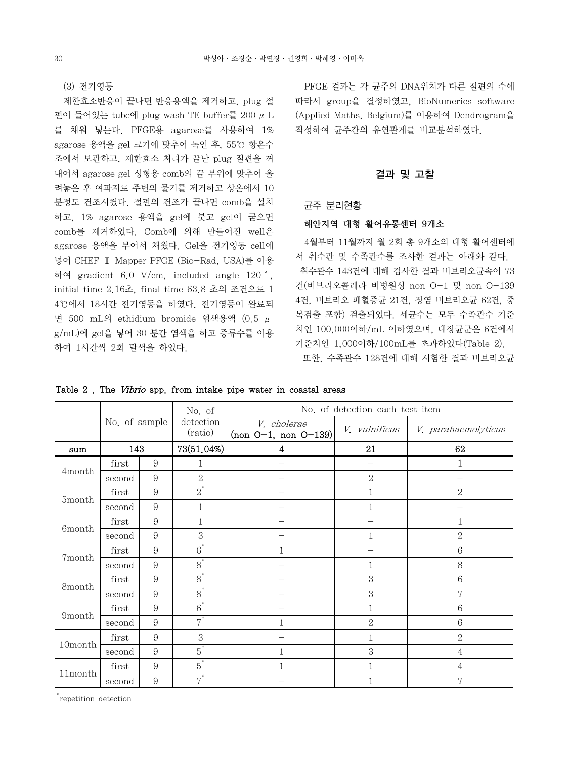(3) 전기영동

제한효소반응이 끝나면 반응용액을 제거하고, plug 절편이 들어있는 tube에 plug wash TE buffer를 200 $\mu$ L를 채워 넣는다. PFGE용 agarose를 사용하여 1% agarose 용액을 gel 크기에 맞추어 녹인 후, 55℃ 항온수조에서 보관하고, 제한효소 처리가 끝난 plug 절편을 꺼내어서 agarose gel 성형용 comb의 끝 부위에 맞추어 올려놓은 후 여과지로 주변의 물기를 제거하고 상온에서 10분정도 건조시켰다. 절편의 건조가 끝나면 comb을 설치하고, 1% agarose 용액을 gel에 붓고 gel이 굳으면 comb를 제거하였다. Comb에 의해 만들어진 well은 agarose 용액을 부어서 채웠다. Gel을 전기영동 cell에 넣어 CHEF Ⅱ Mapper PFGE (Bio-Rad, USA)를 이용하여 gradient 6.0 V/cm, included angle 120˚, initial time 2.16초, final time 63.8 초의 조건으로 14℃에서 18시간 전기영동을 하였다. 전기영동이 완료되면 500 mL의 ethidium bromide 염색용액 (0.5 $\mu$ g/mL)에 gel을 넣어 30 분간 염색을 하고 증류수를 이용하여 1시간씩 2회 탈색을 하였다.

PFGE 결과는 각 균주의 DNA위치가 다른 절편의 수에 따라서 group을 결정하였고, BioNumerics software (Applied Maths, Belgium)를 이용하여 Dendrogram을 작성하여 균주간의 유연관계를 비교분석하였다.

## 결과 및 고찰

### 균주 분리현황

#### 해안지역 대형 활어유통센터 9개소

4월부터 11월까지 월 2회 총 9개소의 대형 활어센터에서 취수관 및 수족관수를 조사한 결과는 아래와 같다.

취수관수 143건에 대해 검사한 결과 비브리오균속이 73건(비브리오콜레라 비병원성 non O-1 및 non O-139 4건, 비브리오 패혈증균 21건, 장염 비브리오균 62건, 중복검출 포함) 검출되었다. 세균수는 모두 수족관수 기준치인 100,000이하/mL 이하였으며, 대장균군은 6건에서 기준치인 1,000이하/100mL를 초과하였다(Table 2).

또한, 수족관수 128건에 대해 시험한 결과 비브리오균

Table 2 . The *Vibrio* spp. from intake pipe water in coastal areas

| | No. of sample | | No. of detection (ratio) | No. of detection each test item | | |
|---|---|---|---|---|---|---|
| | | | | *V. cholerae* (non O-1, non O-139) | *V. vulnificus* | *V. parahaemolyticus* |
| sum | 143 | | 73(51.04%) | 4 | 21 | 62 |
| 4month | first | 9 | 1 | – | – | 1 |
| | second | 9 | 2 | – | 2 | – |
| 5month | first | 9 | 2* | – | 1 | 2 |
| | second | 9 | 1 | – | 1 | – |
| 6month | first | 9 | 1 | – | – | 1 |
| | second | 9 | 3 | – | 1 | 2 |
| 7month | first | 9 | 6* | 1 | – | 6 |
| | second | 9 | 8* | – | 1 | 8 |
| 8month | first | 9 | 8* | – | 3 | 6 |
| | second | 9 | 8* | – | 3 | 7 |
| 9month | first | 9 | 6* | – | 1 | 6 |
| | second | 9 | 7* | 1 | 2 | 6 |
| 10month | first | 9 | 3 | – | 1 | 2 |
| | second | 9 | 5* | 1 | 3 | 4 |
| 11month | first | 9 | 5* | 1 | 1 | 4 |
| | second | 9 | 7* | – | 1 | 7 |

*repetition detection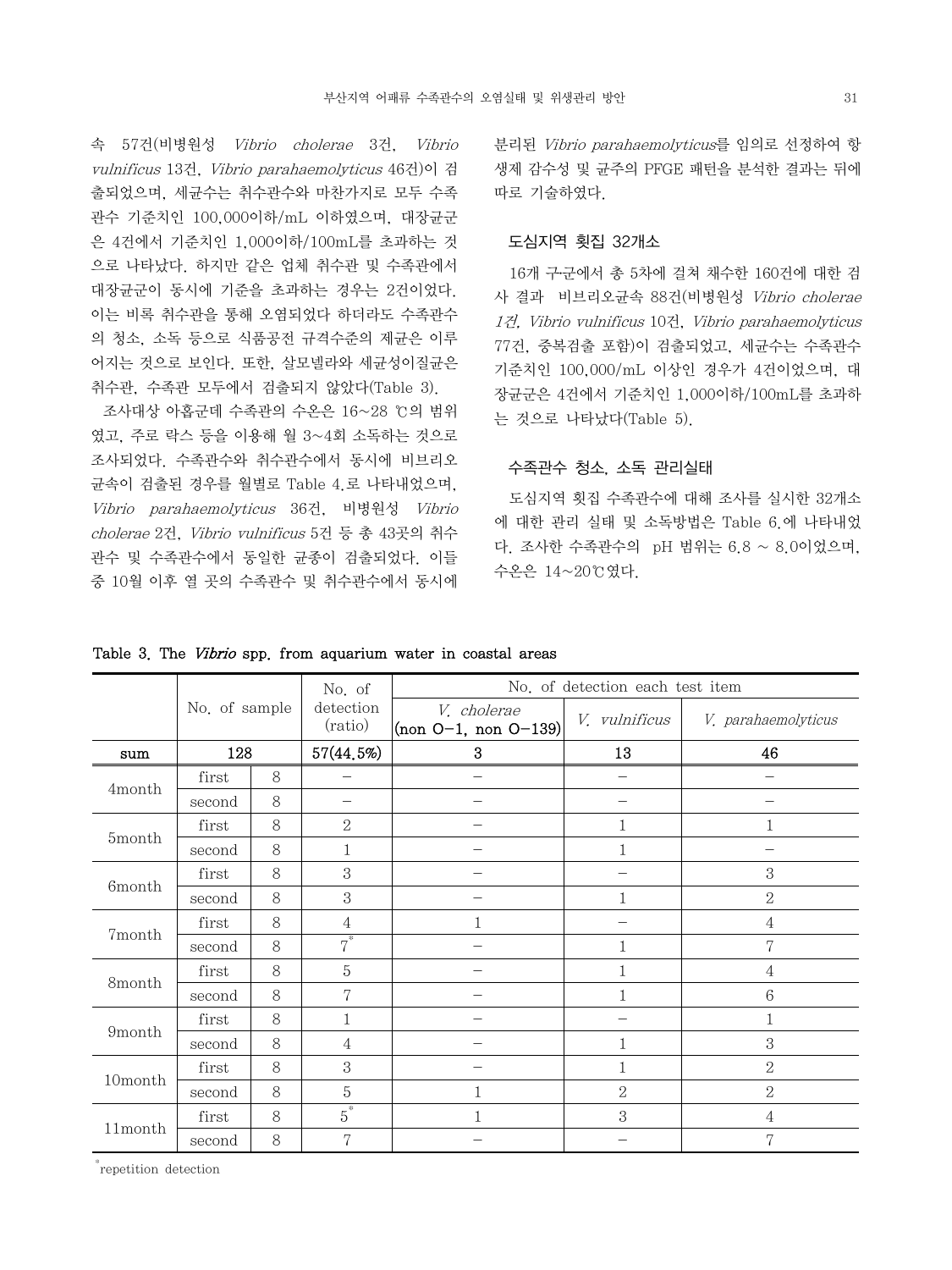속 57건(비병원성 *Vibrio cholerae* 3건, *Vibrio vulnificus* 13건, *Vibrio parahaemolyticus* 46건)이 검출되었으며, 세균수는 취수관수와 마찬가지로 모두 수족관수 기준치인 100,000이하/mL 이하였으며, 대장균군은 4건에서 기준치인 1,000이하/100mL를 초과하는 것으로 나타났다. 하지만 같은 업체 취수관 및 수족관에서 대장균군이 동시에 기준을 초과하는 경우는 2건이었다. 이는 비록 취수관을 통해 오염되었다 하더라도 수족관수의 청소, 소독 등으로 식품공전 규격수준의 제균은 이루어지는 것으로 보인다. 또한, 살모넬라와 세균성이질균은 취수관, 수족관 모두에서 검출되지 않았다(Table 3).

조사대상 아홉군데 수족관의 수온은 16~28 ℃의 범위였고, 주로 락스 등을 이용해 월 3~4회 소독하는 것으로 조사되었다. 수족관수와 취수관수에서 동시에 비브리오균속이 검출된 경우를 월별로 Table 4.로 나타내었으며, *Vibrio parahaemolyticus* 36건, 비병원성 *Vibrio cholerae* 2건, *Vibrio vulnificus* 5건 등 총 43곳의 취수관수 및 수족관수에서 동일한 균종이 검출되었다. 이들 중 10월 이후 열 곳의 수족관수 및 취수관수에서 동시에 분리된 *Vibrio parahaemolyticus*를 임의로 선정하여 항생제 감수성 및 균주의 PFGE 패턴을 분석한 결과는 뒤에 따로 기술하였다.

### 도심지역 횟집 32개소

16개 구군에서 총 5차에 걸쳐 채수한 160건에 대한 검사 결과 비브리오균속 88건(비병원성 *Vibrio cholerae* 1건, *Vibrio vulnificus* 10건, *Vibrio parahaemolyticus* 77건, 중복검출 포함)이 검출되었고, 세균수는 수족관수 기준치인 100,000/mL 이상인 경우가 4건이었으며, 대장균군은 4건에서 기준치인 1,000이하/100mL를 초과하는 것으로 나타났다(Table 5).

### 수족관수 청소, 소독 관리실태

도심지역 횟집 수족관수에 대해 조사를 실시한 32개소에 대한 관리 실태 및 소독방법은 Table 6.에 나타내었다. 조사한 수족관수의 pH 범위는 6.8 ~ 8.0이었으며, 수온은 14~20℃였다.

Table 3. The *Vibrio* spp. from aquarium water in coastal areas

| | No. of sample | | No. of detection (ratio) | No. of detection each test item | | |
|---|---|---|---|---|---|---|
| | | | | *V. cholerae* (non O-1, non O-139) | *V. vulnificus* | *V. parahaemolyticus* |
| sum | 128 | | 57(44.5%) | 3 | 13 | 46 |
| 4month | first | 8 | – | – | – | – |
| | second | 8 | – | – | – | – |
| 5month | first | 8 | 2 | – | 1 | 1 |
| | second | 8 | 1 | – | 1 | – |
| 6month | first | 8 | 3 | – | – | 3 |
| | second | 8 | 3 | – | 1 | 2 |
| 7month | first | 8 | 4 | 1 | – | 4 |
| | second | 8 | 7* | – | 1 | 7 |
| 8month | first | 8 | 5 | – | 1 | 4 |
| | second | 8 | 7 | – | 1 | 6 |
| 9month | first | 8 | 1 | – | – | 1 |
| | second | 8 | 4 | – | 1 | 3 |
| 10month | first | 8 | 3 | – | 1 | 2 |
| | second | 8 | 5 | 1 | 2 | 2 |
| 11month | first | 8 | 5* | 1 | 3 | 4 |
| | second | 8 | 7 | – | – | 7 |

*repetition detection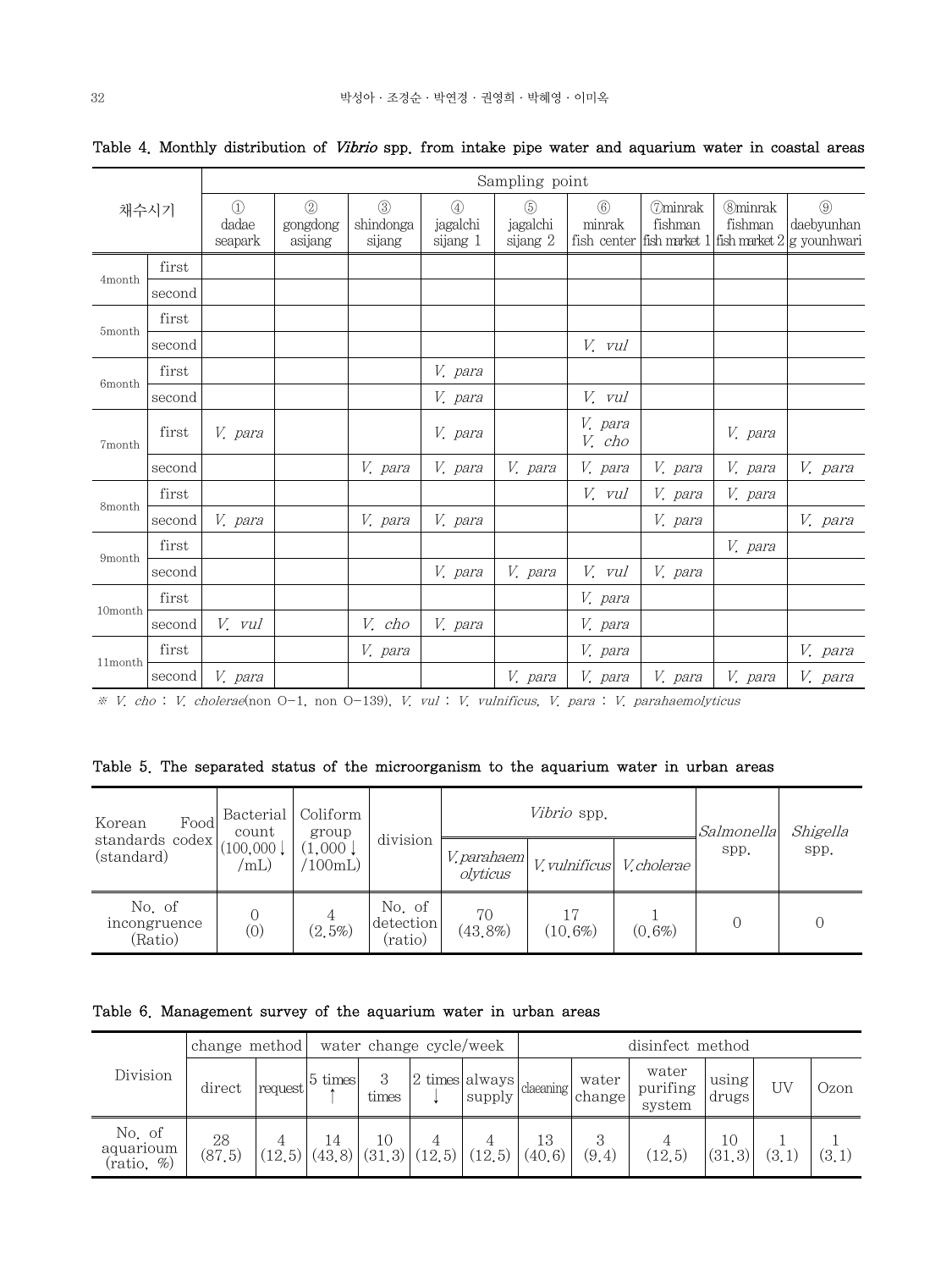Table 4. Monthly distribution of *Vibrio* spp. from intake pipe water and aquarium water in coastal areas

| 채수시기 | | Sampling point | | | | | | | | |
|---|---|---|---|---|---|---|---|---|---|---|
| | | ① dadae seapark | ② gongdong asijang | ③ shindonga sijang | ④ jagalchi sijang 1 | ⑤ jagalchi sijang 2 | ⑥ minrak fish center | ⑦minrak fishman fish market 1 | ⑧minrak fishman fish market 2 | ⑨ daebyunhang younhwari |
| 4month | first | | | | | | | | | |
| | second | | | | | | | | | |
| 5month | first | | | | | | | | | |
| | second | | | | | | *V. vul* | | | |
| 6month | first | | | | *V. para* | | | | | |
| | second | | | | *V. para* | | *V. vul* | | | |
| 7month | first | *V. para* | | | *V. para* | | *V. para* *V. cho* | | *V. para* | |
| | second | | | *V. para* | *V. para* | *V. para* | *V. para* | *V. para* | *V. para* | *V. para* |
| 8month | first | | | | | | *V. vul* | *V. para* | *V. para* | |
| | second | *V. para* | | *V. para* | *V. para* | | | *V. para* | | *V. para* |
| 9month | first | | | | | | | | *V. para* | |
| | second | | | | *V. para* | *V. para* | *V. vul* | *V. para* | | |
| 10month | first | | | | | | *V. para* | | | |
| | second | *V. vul* | | *V. cho* | *V. para* | | *V. para* | | | |
| 11month | first | | | *V. para* | | | *V. para* | | | *V. para* |
| | second | *V. para* | | | | *V. para* | *V. para* | *V. para* | *V. para* | *V. para* |

※ *V. cho* : *V. cholerae*(non O-1, non O-139), *V. vul* : *V. vulnificus*, *V. para* : *V. parahaemolyticus*

Table 5. The separated status of the microorganism to the aquarium water in urban areas

| Korean Food standards codex (standard) | Bacterial count (100,000↓/mL) | Coliform group (1,000↓/100mL) | division | *Vibrio* spp. | | | *Salmonella* spp. | *Shigella* spp. |
|---|---|---|---|---|---|---|---|---|
| | | | | *V. parahaemolyticus* | *V. vulnificus* | *V. cholerae* | | |
| No. of incongruence (Ratio) | 0 (0) | 4 (2.5%) | No. of detection (ratio) | 70 (43.8%) | 17 (10.6%) | 1 (0.6%) | 0 | 0 |

Table 6. Management survey of the aquarium water in urban areas

| Division | change method | | water change cycle/week | | | | disinfect method | | | | | |
|---|---|---|---|---|---|---|---|---|---|---|---|---|
| | direct | request | 5 times↑ | 3 times | 2 times↓ | always supply | claeaning | water change | water purifing system | using drugs | UV | Ozon |
| No. of aquarioum (ratio, %) | 28 (87.5) | 4 (12.5) | 14 (43.8) | 10 (31.3) | 4 (12.5) | 4 (12.5) | 13 (40.6) | 3 (9.4) | 4 (12.5) | 10 (31.3) | 1 (3.1) | 1 (3.1) |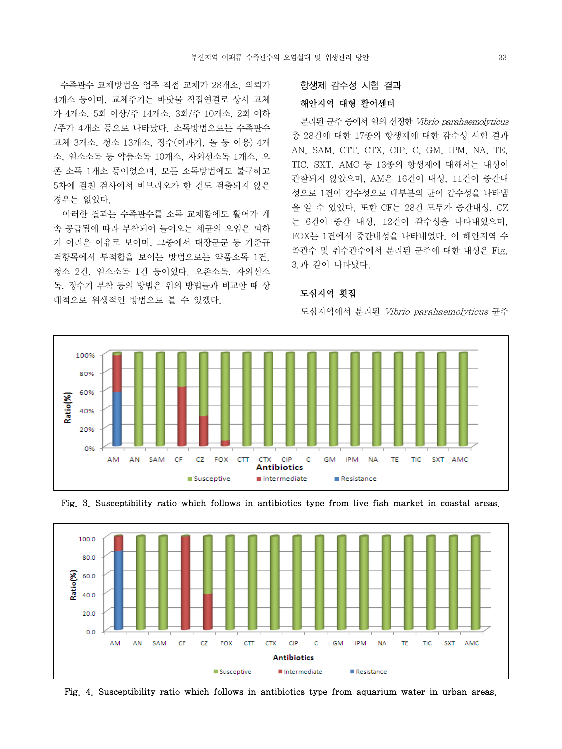수족관수 교체방법은 업주 직접 교체가 28개소, 의뢰가 4개소 등이며, 교체주기는 바닷물 직접연결로 상시 교체가 4개소, 5회 이상/주 14개소, 3회/주 10개소, 2회 이하/주가 4개소 등으로 나타났다. 소독방법으로는 수족관수 교체 3개소, 청소 13개소, 정수(여과기, 돌 등 이용) 4개소, 염소소독 등 약품소독 10개소, 자외선소독 1개소, 오존 소독 1개소 등이었으며, 모든 소독방법에도 불구하고 5차에 걸친 검사에서 비브리오가 한 건도 검출되지 않은 경우는 없었다.

이러한 결과는 수족관수를 소독 교체함에도 활어가 계속 공급됨에 따라 부착되어 들어오는 세균의 오염은 피하기 어려운 이유로 보이며, 그중에서 대장균군 등 기준규격항목에서 부적합을 보이는 방법으로는 약품소독 1건, 청소 2건, 염소소독 1건 등이었다. 오존소독, 자외선소독, 정수기 부착 등의 방법은 위의 방법들과 비교할 때 상대적으로 위생적인 방법으로 볼 수 있겠다.

### 항생제 감수성 시험 결과

#### 해안지역 대형 활어센터

분리된 균주 중에서 임의 선정한 *Vibrio parahaemolyticus* 총 28건에 대한 17종의 항생제에 대한 감수성 시험 결과 AN, SAM, CTT, CTX, CIP, C, GM, IPM, NA, TE, TIC, SXT, AMC 등 13종의 항생제에 대해서는 내성이 관찰되지 않았으며, AM은 16건이 내성, 11건이 중간내성으로 1건이 감수성으로 대부분의 균이 감수성을 나타냄을 알 수 있었다. 또한 CF는 28건 모두가 중간내성, CZ는 6건이 중간 내성, 12건이 감수성을 나타내었으며, FOX는 1건에서 중간내성을 나타내었다. 이 해안지역 수족관수 및 취수관수에서 분리된 균주에 대한 내성은 Fig. 3.과 같이 나타났다.

#### 도심지역 횟집

도심지역에서 분리된 *Vibrio parahaemolyticus* 균주

Fig. 3. Susceptibility ratio which follows in antibiotics type from live fish market in coastal areas.

Fig. 4. Susceptibility ratio which follows in antibiotics type from aquarium water in urban areas.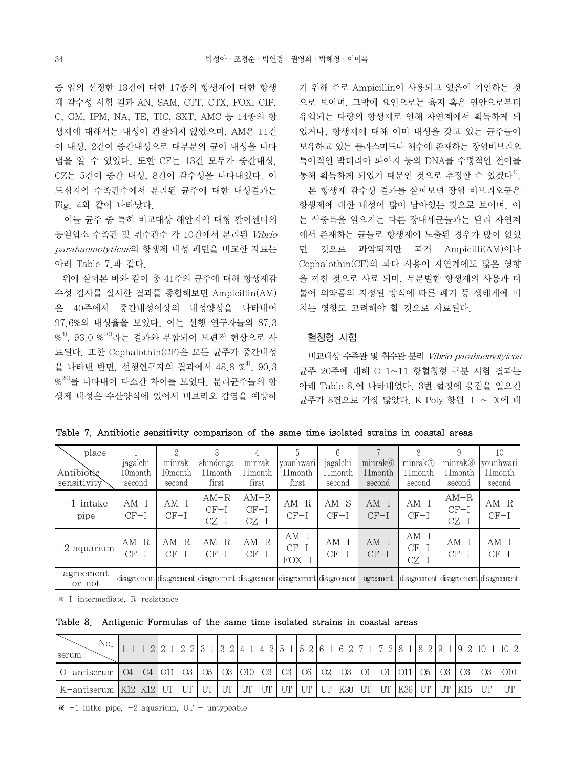중 임의 선정한 13건에 대한 17종의 항생제에 대한 항생제 감수성 시험 결과 AN, SAM, CTT, CTX, FOX, CIP, C, GM, IPM, NA, TE, TIC, SXT, AMC 등 14종의 항생제에 대해서는 내성이 관찰되지 않았으며, AM은 11건이 내성, 2건이 중간내성으로 대부분의 균이 내성을 나타냄을 알 수 있었다. 또한 CF는 13건 모두가 중간내성, CZ는 5건이 중간 내성, 8건이 감수성을 나타내었다. 이 도심지역 수족관수에서 분리된 균주에 대한 내성결과는 Fig. 4와 같이 나타났다.

이들 균주 중 특히 비교대상 해안지역 대형 활어센터의 동일업소 수족관 및 취수관수 각 10건에서 분리된 *Vibrio parahaemolyticus*의 항생제 내성 패턴을 비교한 자료는 아래 Table 7.과 같다.

위에 살펴본 바와 같이 총 41주의 균주에 대해 항생제감수성 검사를 실시한 결과를 종합해보면 Ampicillin(AM)은 40주에서 중간내성이상의 내성양상을 나타내어 97.6%의 내성율을 보였다. 이는 선행 연구자들의 87.3 %[4], 93.0 %[20]라는 결과와 부합되어 보편적 현상으로 사료된다. 또한 Cephalothin(CF)은 모든 균주가 중간내성을 나타낸 반면, 선행연구자의 결과에서 48.8 %[4], 90.3 %[20]를 나타내어 다소간 차이를 보였다. 분리균주들의 항생제 내성은 수산양식에 있어서 비브리오 감염을 예방하기 위해 주로 Ampicillin이 사용되고 있음에 기인하는 것으로 보이며, 그밖에 요인으로는 육지 혹은 연안으로부터 유입되는 다량의 항생제로 인해 자연계에서 획득하게 되었거나, 항생제에 대해 이미 내성을 갖고 있는 균주들이 보유하고 있는 플라스미드나 해수에 존재하는 장염비브리오 특이적인 박테리아 파아지 등의 DNA를 수평적인 전이를 통해 획득하게 되었기 때문인 것으로 추정할 수 있겠다[4].

본 항생제 감수성 결과를 살펴보면 장염 비브리오균은 항생제에 대한 내성이 많이 남아있는 것으로 보이며, 이는 식중독을 일으키는 다른 장내세균들과는 달리 자연계에서 존재하는 균들로 항생제에 노출된 경우가 많이 없었던 것으로 파악되지만 과거 Ampicilli(AM)이나 Cephalothin(CF)의 과다 사용이 자연계에도 많은 영향을 끼친 것으로 사료 되며, 무분별한 항생제의 사용과 더불어 의약품의 지정된 방식에 따른 폐기 등 생태계에 미치는 영향도 고려해야 할 것으로 사료된다.

### 혈청형 시험

비교대상 수족관 및 취수관 분리 *Vibrio parahaemolyicus* 균주 20주에 대해 O 1~11 항혈청형 구분 시험 결과는 아래 Table 8.에 나타내었다. 3번 혈청에 응집을 일으킨 균주가 8건으로 가장 많았다. K Poly 항원 Ⅰ ~ Ⅸ에 대

Table 7. Antibiotic sensitivity comparison of the same time isolated strains in coastal areas

| place / Antibiotic sensitivity | 1 jagalchi 10month second | 2 minrak 10month second | 3 shindonga 11month first | 4 minrak 11month first | 5 younhwari 11month first | 6 jagalchi 11month second | 7 minrak⑥ 11month second | 8 minrak⑦ 11month second | 9 minrak⑧ 11month second | 10 younhwari 11month second |
|---|---|---|---|---|---|---|---|---|---|---|
| -1 intake pipe | AM-I CF-I | AM-I CF-I | AM-R CF-I CZ-I | AM-R CF-I CZ-I | AM-R CF-I | AM-S CF-I | AM-I CF-I | AM-I CF-I | AM-R CF-I CZ-I | AM-R CF-I |
| -2 aquarium | AM-R CF-I | AM-R CF-I | AM-R CF-I | AM-R CF-I | AM-I CF-I FOX-I | AM-I CF-I | AM-I CF-I | AM-I CF-I CZ-I | AM-I CF-I | AM-I CF-I |
| agreement or not | disagreement | disagreement | disagreement | disagreement | disagreement | disagreement | agreement | disagreement | disagreement | disagreement |

※ I-intermediate, R-resistance

Table 8. Antigenic Formulas of the same time isolated strains in coastal areas

| No. / serum | 1-1 | 1-2 | 2-1 | 2-2 | 3-1 | 3-2 | 4-1 | 4-2 | 5-1 | 5-2 | 6-1 | 6-2 | 7-1 | 7-2 | 8-1 | 8-2 | 9-1 | 9-2 | 10-1 | 10-2 |
|---|---|---|---|---|---|---|---|---|---|---|---|---|---|---|---|---|---|---|---|---|
| O-antiserum | O4 | O4 | O11 | O3 | O5 | O3 | O10 | O3 | O3 | O6 | O2 | O3 | O1 | O1 | O11 | O5 | O3 | O3 | O3 | O10 |
| K-antiserum | K12 | K12 | UT | UT | UT | UT | UT | UT | UT | UT | UT | K30 | UT | UT | K36 | UT | UT | K15 | UT | UT |

※ -1 intke pipe, -2 aquarium, UT - untypeable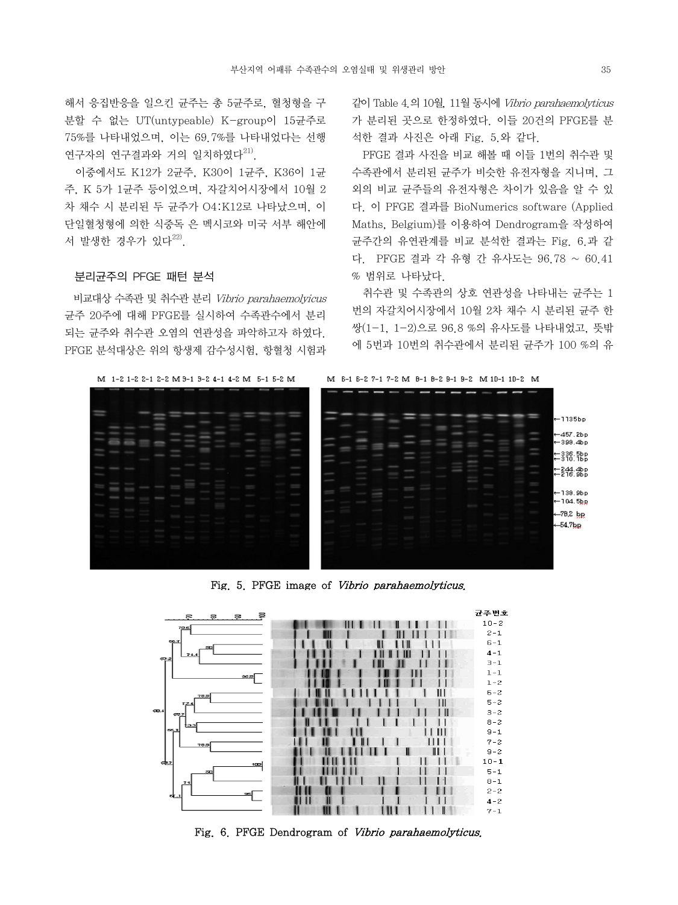해서 응집반응을 일으킨 균주는 총 5균주로, 혈청형을 구분할 수 없는 UT(untypeable) K-group이 15균주로 75%를 나타내었으며, 이는 69.7%를 나타내었다는 선행연구자의 연구결과와 거의 일치하였다[21].

이중에서도 K12가 2균주, K30이 1균주, K36이 1균주, K 5가 1균주 등이었으며, 자갈치어시장에서 10월 2차 채수 시 분리된 두 균주가 O4:K12로 나타났으며, 이 단일혈청형에 의한 식중독 은 멕시코와 미국 서부 해안에서 발생한 경우가 있다[22].

### 분리균주의 PFGE 패턴 분석

비교대상 수족관 및 취수관 분리 *Vibrio parahaemolyicus* 균주 20주에 대해 PFGE를 실시하여 수족관수에서 분리되는 균주와 취수관 오염의 연관성을 파악하고자 하였다. PFGE 분석대상은 위의 항생제 감수성시험, 항혈청 시험과 같이 Table 4.의 10월, 11월 동시에 *Vibrio parahaemolyticus*가 분리된 곳으로 한정하였다. 이들 20건의 PFGE를 분석한 결과 사진은 아래 Fig. 5.와 같다.

PFGE 결과 사진을 비교 해볼 때 이들 1번의 취수관 및 수족관에서 분리된 균주가 비슷한 유전자형을 지니며, 그 외의 비교 균주들의 유전자형은 차이가 있음을 알 수 있다. 이 PFGE 결과를 BioNumerics software (Applied Maths, Belgium)를 이용하여 Dendrogram을 작성하여 균주간의 유연관계를 비교 분석한 결과는 Fig. 6.과 같다. PFGE 결과 각 유형 간 유사도는 96.78 ~ 60.41 % 범위로 나타났다.

취수관 및 수족관의 상호 연관성을 나타내는 균주는 1번의 자갈치어시장에서 10월 2차 채수 시 분리된 균주 한 쌍(1-1, 1-2)으로 96.8 %의 유사도를 나타내었고, 뜻밖에 5번과 10번의 취수관에서 분리된 균주가 100 %의 유

Fig. 5. PFGE image of *Vibrio parahaemolyticus*.

Fig. 6. PFGE Dendrogram of *Vibrio parahaemolyticus*.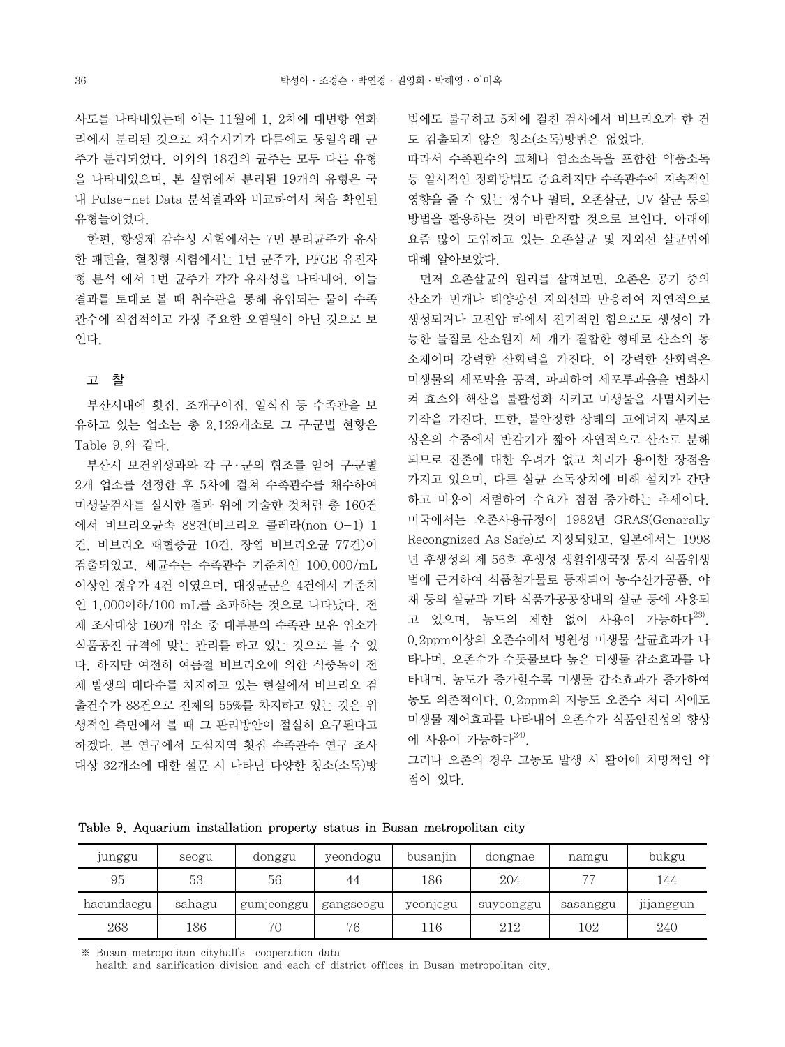사도를 나타내었는데 이는 11월에 1, 2차에 대변항 연화리에서 분리된 것으로 채수시기가 다름에도 동일유래 균주가 분리되었다. 이외의 18건의 균주는 모두 다른 유형을 나타내었으며, 본 실험에서 분리된 19개의 유형은 국내 Pulse-net Data 분석결과와 비교하여서 처음 확인된 유형들이었다.

한편, 항생제 감수성 시험에서는 7번 분리균주가 유사한 패턴을, 혈청형 시험에서는 1번 균주가, PFGE 유전자형 분석 에서 1번 균주가 각각 유사성을 나타내어, 이들 결과를 토대로 볼 때 취수관을 통해 유입되는 물이 수족관수에 직접적이고 가장 주요한 오염원이 아닌 것으로 보인다.

## 고 찰

부산시내에 횟집, 조개구이집, 일식집 등 수족관을 보유하고 있는 업소는 총 2,129개소로 그 구군별 현황은 Table 9.와 같다.

부산시 보건위생과와 각 구·군의 협조를 얻어 구군별 2개 업소를 선정한 후 5차에 걸쳐 수족관수를 채수하여 미생물검사를 실시한 결과 위에 기술한 것처럼 총 160건에서 비브리오균속 88건(비브리오 콜레라(non O-1) 1건, 비브리오 패혈증균 10건, 장염 비브리오균 77건)이 검출되었고, 세균수는 수족관수 기준치인 100,000/mL 이상인 경우가 4건 이였으며, 대장균군은 4건에서 기준치인 1,000이하/100 mL를 초과하는 것으로 나타났다. 전체 조사대상 160개 업소 중 대부분의 수족관 보유 업소가 식품공전 규격에 맞는 관리를 하고 있는 것으로 볼 수 있다. 하지만 여전히 여름철 비브리오에 의한 식중독이 전체 발생의 대다수를 차지하고 있는 현실에서 비브리오 검출건수가 88건으로 전체의 55%를 차지하고 있는 것은 위생적인 측면에서 볼 때 그 관리방안이 절실히 요구된다고 하겠다. 본 연구에서 도심지역 횟집 수족관수 연구 조사대상 32개소에 대한 설문 시 나타난 다양한 청소(소독)방법에도 불구하고 5차에 걸친 검사에서 비브리오가 한 건도 검출되지 않은 청소(소독)방법은 없었다.

따라서 수족관수의 교체나 염소소독을 포함한 약품소독 등 일시적인 정화방법도 중요하지만 수족관수에 지속적인 영향을 줄 수 있는 정수나 필터, 오존살균, UV 살균 등의 방법을 활용하는 것이 바람직할 것으로 보인다. 아래에 요즘 많이 도입하고 있는 오존살균 및 자외선 살균법에 대해 알아보았다.

먼저 오존살균의 원리를 살펴보면, 오존은 공기 중의 산소가 번개나 태양광선 자외선과 반응하여 자연적으로 생성되거나 고전압 하에서 전기적인 힘으로도 생성이 가능한 물질로 산소원자 세 개가 결합한 형태로 산소의 동소체이며 강력한 산화력을 가진다. 이 강력한 산화력은 미생물의 세포막을 공격, 파괴하여 세포투과율을 변화시켜 효소와 핵산을 불활성화 시키고 미생물을 사멸시키는 기작을 가진다. 또한, 불안정한 상태의 고에너지 분자로 상온의 수중에서 반감기가 짧아 자연적으로 산소로 분해되므로 잔존에 대한 우려가 없고 처리가 용이한 장점을 가지고 있으며, 다른 살균 소독장치에 비해 설치가 간단하고 비용이 저렴하여 수요가 점점 증가하는 추세이다. 미국에서는 오존사용규정이 1982년 GRAS(Genarally Recongnized As Safe)로 지정되었고, 일본에서는 1998년 후생성의 제 56호 후생성 생활위생국장 통지 식품위생법에 근거하여 식품첨가물로 등재되어 농·수산가공품, 야채 등의 살균과 기타 식품가공공장내의 살균 등에 사용되고 있으며, 농도의 제한 없이 사용이 가능하다[23]. 0.2ppm이상의 오존수에서 병원성 미생물 살균효과가 나타나며, 오존수가 수돗물보다 높은 미생물 감소효과를 나타내며, 농도가 증가할수록 미생물 감소효과가 증가하여 농도 의존적이다. 0.2ppm의 저농도 오존수 처리 시에도 미생물 제어효과를 나타내어 오존수가 식품안전성의 향상에 사용이 가능하다[24].

그러나 오존의 경우 고농도 발생 시 활어에 치명적인 약점이 있다.

**Table 9. Aquarium installation property status in Busan metropolitan city**

| junggu | seogu | donggu | yeondogu | busanjin | dongnae | namgu | bukgu |
|---|---|---|---|---|---|---|---|
| 95 | 53 | 56 | 44 | 186 | 204 | 77 | 144 |
| haeundaegu | sahagu | gumjeonggu | gangseogu | yeonjegu | suyeonggu | sasanggu | jijanggun |
| 268 | 186 | 70 | 76 | 116 | 212 | 102 | 240 |

※ Busan metropolitan cityhall's cooperation data
health and sanification division and each of district offices in Busan metropolitan city.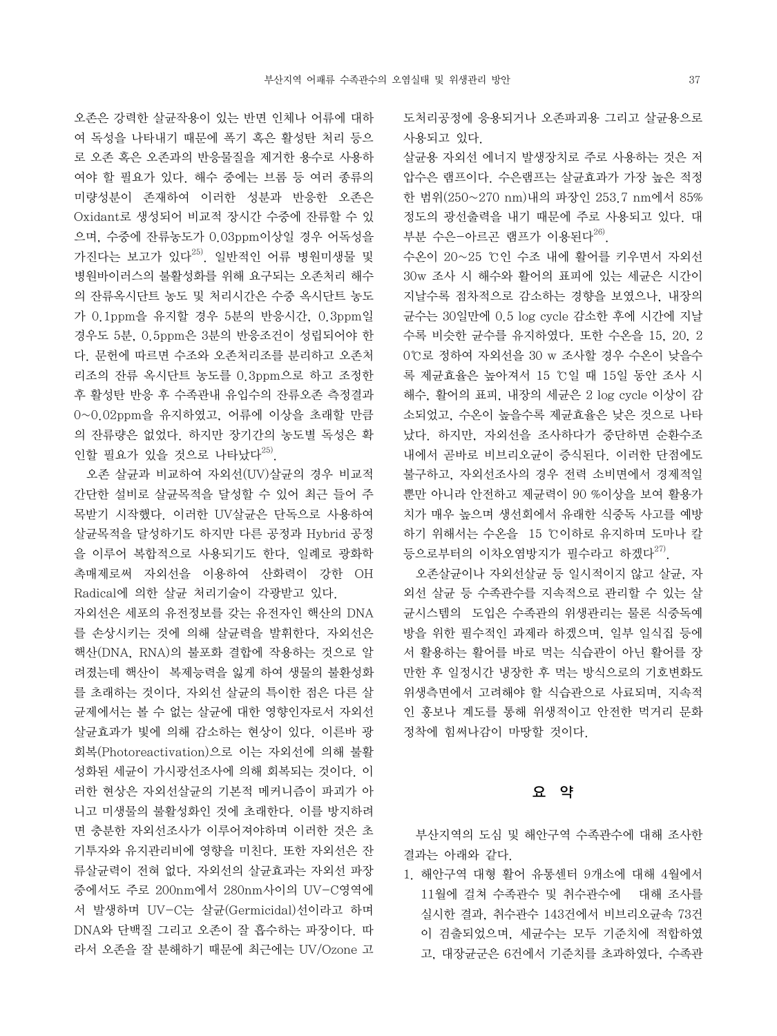오존은 강력한 살균작용이 있는 반면 인체나 어류에 대하여 독성을 나타내기 때문에 폭기 혹은 활성탄 처리 등으로 오존 혹은 오존과의 반응물질을 제거한 용수로 사용하여야 할 필요가 있다. 해수 중에는 브롬 등 여러 종류의 미량성분이 존재하여 이러한 성분과 반응한 오존은 Oxidant로 생성되어 비교적 장시간 수중에 잔류할 수 있으며, 수중에 잔류농도가 0.03ppm이상일 경우 어독성을 가진다는 보고가 있다[25]. 일반적인 어류 병원미생물 및 병원바이러스의 불활성화를 위해 요구되는 오존처리 해수의 잔류옥시단트 농도 및 처리시간은 수중 옥시단트 농도가 0.1ppm을 유지할 경우 5분의 반응시간, 0.3ppm일 경우도 5분, 0.5ppm은 3분의 반응조건이 성립되어야 한다. 문헌에 따르면 수조와 오존처리조를 분리하고 오존처리조의 잔류 옥시단트 농도를 0.3ppm으로 하고 조정한 후 활성탄 반응 후 수족관내 유입수의 잔류오존 측정결과 0~0.02ppm을 유지하였고, 어류에 이상을 초래할 만큼의 잔류량은 없었다. 하지만 장기간의 농도별 독성은 확인할 필요가 있을 것으로 나타났다[25].

오존 살균과 비교하여 자외선(UV)살균의 경우 비교적 간단한 설비로 살균목적을 달성할 수 있어 최근 들어 주목받기 시작했다. 이러한 UV살균은 단독으로 사용하여 살균목적을 달성하기도 하지만 다른 공정과 Hybrid 공정을 이루어 복합적으로 사용되기도 한다. 일례로 광화학 촉매제로써 자외선을 이용하여 산화력이 강한 OH Radical에 의한 살균 처리기술이 각광받고 있다.

자외선은 세포의 유전정보를 갖는 유전자인 핵산의 DNA를 손상시키는 것에 의해 살균력을 발휘한다. 자외선은 핵산(DNA, RNA)의 불포화 결합에 작용하는 것으로 알려졌는데 핵산이 복제능력을 잃게 하여 생물의 불환성화를 초래하는 것이다. 자외선 살균의 특이한 점은 다른 살균제에서는 볼 수 없는 살균에 대한 영향인자로서 자외선 살균효과가 빛에 의해 감소하는 현상이 있다. 이른바 광회복(Photoreactivation)으로 이는 자외선에 의해 불활성화된 세균이 가시광선조사에 의해 회복되는 것이다. 이러한 현상은 자외선살균의 기본적 메커니즘이 파괴가 아니고 미생물의 불활성화인 것에 초래한다. 이를 방지하려면 충분한 자외선조사가 이루어져야하며 이러한 것은 초기투자와 유지관리비에 영향을 미친다. 또한 자외선은 잔류살균력이 전혀 없다. 자외선의 살균효과는 자외선 파장 중에서도 주로 200nm에서 280nm사이의 UV-C영역에서 발생하며 UV-C는 살균(Germicidal)선이라고 하며 DNA와 단백질 그리고 오존이 잘 흡수하는 파장이다. 따라서 오존을 잘 분해하기 때문에 최근에는 UV/Ozone 고도처리공정에 응용되거나 오존파괴용 그리고 살균용으로 사용되고 있다.

살균용 자외선 에너지 발생장치로 주로 사용하는 것은 저압수은 램프이다. 수은램프는 살균효과가 가장 높은 적정한 범위(250~270 nm)내의 파장인 253.7 nm에서 85% 정도의 광선출력을 내기 때문에 주로 사용되고 있다. 대부분 수은-아르곤 램프가 이용된다[26].

수온이 20~25 ℃인 수조 내에 활어를 키우면서 자외선 30w 조사 시 해수와 활어의 표피에 있는 세균은 시간이 지날수록 점차적으로 감소하는 경향을 보였으나, 내장의 균수는 30일만에 0.5 log cycle 감소한 후에 시간에 지날수록 비슷한 균수를 유지하였다. 또한 수온을 15, 20, 20℃로 정하여 자외선을 30 w 조사할 경우 수온이 낮을수록 제균효율은 높아져서 15 ℃일 때 15일 동안 조사 시 해수, 활어의 표피, 내장의 세균은 2 log cycle 이상이 감소되었고, 수온이 높을수록 제균효율은 낮은 것으로 나타났다. 하지만, 자외선을 조사하다가 중단하면 순환수조 내에서 곧바로 비브리오균이 증식된다. 이러한 단점에도 불구하고, 자외선조사의 경우 전력 소비면에서 경제적일 뿐만 아니라 안전하고 제균력이 90 %이상을 보여 활용가치가 매우 높으며 생선회에서 유래한 식중독 사고를 예방하기 위해서는 수온을 15 ℃이하로 유지하며 도마나 칼 등으로부터의 이차오염방지가 필수라고 하겠다[27].

오존살균이나 자외선살균 등 일시적이지 않고 살균, 자외선 살균 등 수족관수를 지속적으로 관리할 수 있는 살균시스템의 도입은 수족관의 위생관리는 물론 식중독예방을 위한 필수적인 과제라 하겠으며, 일부 일식집 등에서 활용하는 활어를 바로 먹는 식습관이 아닌 활어를 장만한 후 일정시간 냉장한 후 먹는 방식으로의 기호변화도 위생측면에서 고려해야 할 식습관으로 사료되며, 지속적인 홍보나 계도를 통해 위생적이고 안전한 먹거리 문화 정착에 힘써나감이 마땅할 것이다.

## 요 약

부산지역의 도심 및 해안구역 수족관수에 대해 조사한 결과는 아래와 같다.

1. 해안구역 대형 활어 유통센터 9개소에 대해 4월에서 11월에 걸쳐 수족관수 및 취수관수에 대해 조사를 실시한 결과, 취수관수 143건에서 비브리오균속 73건이 검출되었으며, 세균수는 모두 기준치에 적합하였고, 대장균군은 6건에서 기준치를 초과하였다. 수족관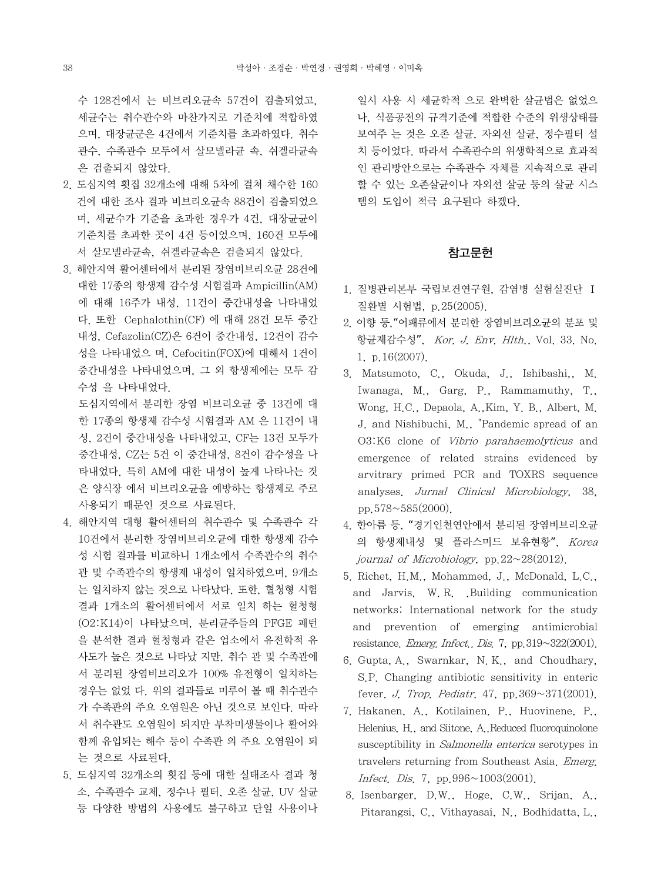수 128건에서 는 비브리오균속 57건이 검출되었고, 세균수는 취수관수와 마찬가지로 기준치에 적합하였으며, 대장균군은 4건에서 기준치를 초과하였다. 취수관수, 수족관수 모두에서 살모넬라균 속, 쉬겔라균속은 검출되지 않았다.

2. 도심지역 횟집 32개소에 대해 5차에 걸쳐 채수한 160건에 대한 조사 결과 비브리오균속 88건이 검출되었으며, 세균수가 기준을 초과한 경우가 4건, 대장균군이 기준치를 초과한 곳이 4건 등이었으며, 160건 모두에서 살모넬라균속, 쉬겔라균속은 검출되지 않았다.

3. 해안지역 활어센터에서 분리된 장염비브리오균 28건에 대한 17종의 항생제 감수성 시험결과 Ampicillin(AM)에 대해 16주가 내성, 11건이 중간내성을 나타내었다. 또한 Cephalothin(CF) 에 대해 28건 모두 중간내성, Cefazolin(CZ)은 6건이 중간내성, 12건이 감수성을 나타내었으 며, Cefocitin(FOX)에 대해서 1건이 중간내성을 나타내었으며, 그 외 항생제에는 모두 감수성 을 나타내었다.

   도심지역에서 분리한 장염 비브리오균 중 13건에 대한 17종의 항생제 감수성 시험결과 AM 은 11건이 내성, 2건이 중간내성을 나타내었고, CF는 13건 모두가 중간내성, CZ는 5건 이 중간내성, 8건이 감수성을 나타내었다. 특히 AM에 대한 내성이 높게 나타나는 것은 양식장 에서 비브리오균을 예방하는 항생제로 주로 사용되기 때문인 것으로 사료된다.

4. 해안지역 대형 활어센터의 취수관수 및 수족관수 각 10건에서 분리한 장염비브리오균에 대한 항생제 감수성 시험 결과를 비교하니 1개소에서 수족관수의 취수관 및 수족관수의 항생제 내성이 일치하였으며, 9개소는 일치하지 않는 것으로 나타났다. 또한, 혈청형 시험 결과 1개소의 활어센터에서 서로 일치 하는 혈청형(O2:K14)이 나타났으며, 분리균주들의 PFGE 패턴을 분석한 결과 혈청형과 같은 업소에서 유전학적 유사도가 높은 것으로 나타났 지만, 취수 관 및 수족관에서 분리된 장염비브리오가 100% 유전형이 일치하는 경우는 없었 다. 위의 결과들로 미루어 볼 때 취수관수가 수족관의 주요 오염원은 아닌 것으로 보인다. 따라서 취수관도 오염원이 되지만 부착미생물이나 활어와 함께 유입되는 해수 등이 수족관 의 주요 오염원이 되는 것으로 사료된다.

5. 도심지역 32개소의 횟집 등에 대한 실태조사 결과 청소, 수족관수 교체, 정수나 필터, 오존 살균, UV 살균 등 다양한 방법의 사용에도 불구하고 단일 사용이나 일시 사용 시 세균학적 으로 완벽한 살균법은 없었으나, 식품공전의 규격기준에 적합한 수준의 위생상태를 보여주 는 것은 오존 살균, 자외선 살균, 정수필터 설치 등이었다. 따라서 수족관수의 위생학적으로 효과적인 관리방안으로는 수족관수 자체를 지속적으로 관리할 수 있는 오존살균이나 자외선 살균 등의 살균 시스템의 도입이 적극 요구된다 하겠다.

## 참고문헌

1. 질병관리본부 국립보건연구원, 감염병 실험실진단 I 질환별 시험법, p.25(2005).
2. 이향 등,"어패류에서 분리한 장염비브리오균의 분포 및 항균제감수성", *Kor. J. Env. Hlth.*, Vol. 33. No. 1, p.16(2007).
3. Matsumoto, C., Okuda, J., Ishibashi,, M. Iwanaga, M., Garg, P., Rammamuthy, T., Wong, H.C., Depaola, A.,Kim, Y. B., Albert, M. J. and Nishibuchi, M., "Pandemic spread of an O3:K6 clone of *Vibrio parahaemolyticus* and emergence of related strains evidenced by arvitrary primed PCR and TOXRS sequence analyses. *Jurnal Clinical Microbiology*, 38, pp.578~585(2000).
4. 한아름 등, "경기인천연안에서 분리된 장염비브리오균의 항생제내성 및 플라스미드 보유현황", *Korea journal of Microbiology*, pp.22~28(2012).
5. Richet, H.M., Mohammed, J., McDonald, L.C., and Jarvis, W.R. .Building communication networks: International network for the study and prevention of emerging antimicrobial resistance. *Emerg. Infect.. Dis.* 7, pp.319~322(2001).
6. Gupta, A., Swarnkar, N.K., and Choudhary, S.P. Changing antibiotic sensitivity in enteric fever. *J. Trop. Pediatr.* 47, pp.369~371(2001).
7. Hakanen, A., Kotilainen. P., Huovinene, P., Helenius, H., and Siitone, A..Reduced fluoroquinolone susceptibility in *Salmonella enterica* serotypes in travelers returning from Southeast Asia. *Emerg. Infect. Dis.* 7, pp.996~1003(2001).
8. Isenbarger, D.W., Hoge, C.W., Srijan, A., Pitarangsi, C., Vithayasai, N., Bodhidatta, L.,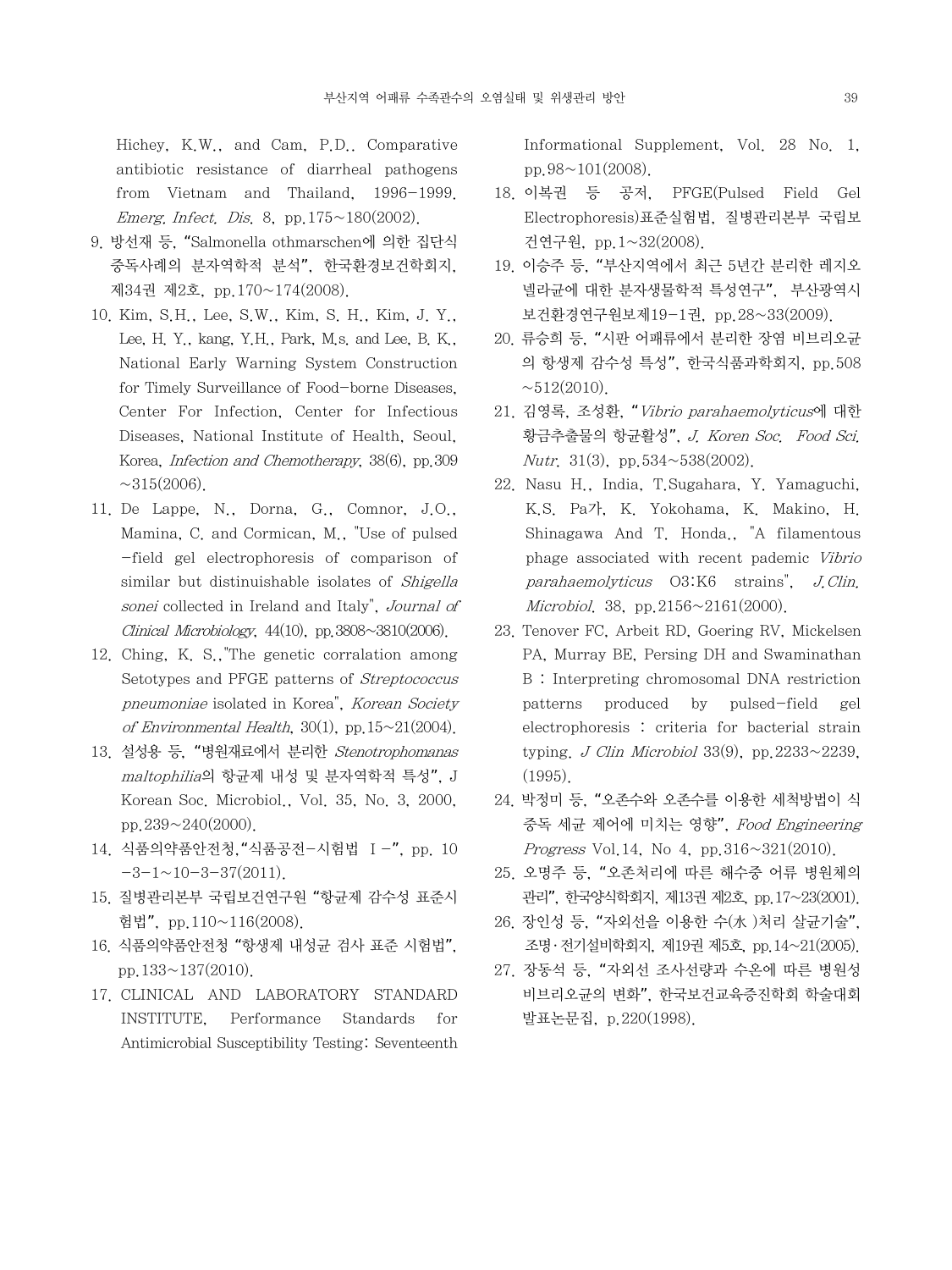Hichey, K.W., and Cam, P.D., Comparative antibiotic resistance of diarrheal pathogens from Vietnam and Thailand, 1996-1999. *Emerg. Infect. Dis.* 8, pp.175~180(2002).

9. 방선재 등, "Salmonella othmarschen에 의한 집단식중독사례의 분자역학적 분석", 한국환경보건학회지, 제34권 제2호, pp.170~174(2008).
10. Kim, S.H., Lee, S.W., Kim, S. H., Kim, J. Y., Lee, H. Y., kang, Y.H., Park, M.s. and Lee, B. K., National Early Warning System Construction for Timely Surveillance of Food-borne Diseases, Center For Infection, Center for Infectious Diseases, National Institute of Health, Seoul, Korea, *Infection and Chemotherapy*, 38(6), pp.309~315(2006).
11. De Lappe, N., Dorna, G., Comnor, J.O., Mamina, C. and Cormican, M., "Use of pulsed-field gel electrophoresis of comparison of similar but distinuishable isolates of *Shigella sonei* collected in Ireland and Italy", *Journal of Clinical Microbiology*, 44(10), pp.3808~3810(2006).
12. Ching, K. S.,"The genetic corralation among Setotypes and PFGE patterns of *Streptococcus pneumoniae* isolated in Korea", *Korean Society of Environmental Health*, 30(1), pp.15~21(2004).
13. 설성용 등, "병원재료에서 분리한 *Stenotrophomanas maltophilia*의 항균제 내성 및 분자역학적 특성", J Korean Soc. Microbiol., Vol. 35, No. 3, 2000, pp.239~240(2000).
14. 식품의약품안전청,"식품공전-시험법 Ⅰ-", pp. 10-3-1~10-3-37(2011).
15. 질병관리본부 국립보건연구원 "항균제 감수성 표준시험법", pp.110~116(2008).
16. 식품의약품안전청 "항생제 내성균 검사 표준 시험법", pp.133~137(2010).
17. CLINICAL AND LABORATORY STANDARD INSTITUTE, Performance Standards for Antimicrobial Susceptibility Testing: Seventeenth Informational Supplement, Vol. 28 No. 1, pp.98~101(2008).
18. 이복권 등 공저, PFGE(Pulsed Field Gel Electrophoresis)표준실험법, 질병관리본부 국립보건연구원, pp.1~32(2008).
19. 이승주 등, "부산지역에서 최근 5년간 분리한 레지오넬라균에 대한 분자생물학적 특성연구", 부산광역시 보건환경연구원보제19-1권, pp.28~33(2009).
20. 류승희 등, "시판 어패류에서 분리한 장염 비브리오균의 항생제 감수성 특성", 한국식품과학회지, pp.508~512(2010).
21. 김영록, 조성환, "*Vibrio parahaemolyticus*에 대한 황금추출물의 항균활성", *J. Koren Soc. Food Sci. Nutr.* 31(3), pp.534~538(2002).
22. Nasu H., India, T.Sugahara, Y. Yamaguchi, K.S. Pa가, K. Yokohama, K. Makino, H. Shinagawa And T. Honda., "A filamentous phage associated with recent pademic *Vibrio parahaemolyticus* O3:K6 strains", *J.Clin. Microbiol.* 38, pp.2156~2161(2000).
23. Tenover FC, Arbeit RD, Goering RV, Mickelsen PA, Murray BE, Persing DH and Swaminathan B : Interpreting chromosomal DNA restriction patterns produced by pulsed-field gel electrophoresis : criteria for bacterial strain typing. *J Clin Microbiol* 33(9), pp.2233~2239, (1995).
24. 박정미 등, "오존수와 오존수를 이용한 세척방법이 식중독 세균 제어에 미치는 영향", *Food Engineering Progress* Vol.14, No 4, pp.316~321(2010).
25. 오명주 등, "오존처리에 따른 해수중 어류 병원체의 관리", 한국양식학회지, 제13권 제2호, pp.17~23(2001).
26. 장인성 등, "자외선을 이용한 수(水 )처리 살균기술", 조명·전기설비학회지, 제19권 제5호, pp.14~21(2005).
27. 장동석 등, "자외선 조사선량과 수온에 따른 병원성 비브리오균의 변화", 한국보건교육증진학회 학술대회 발표논문집, p.220(1998).